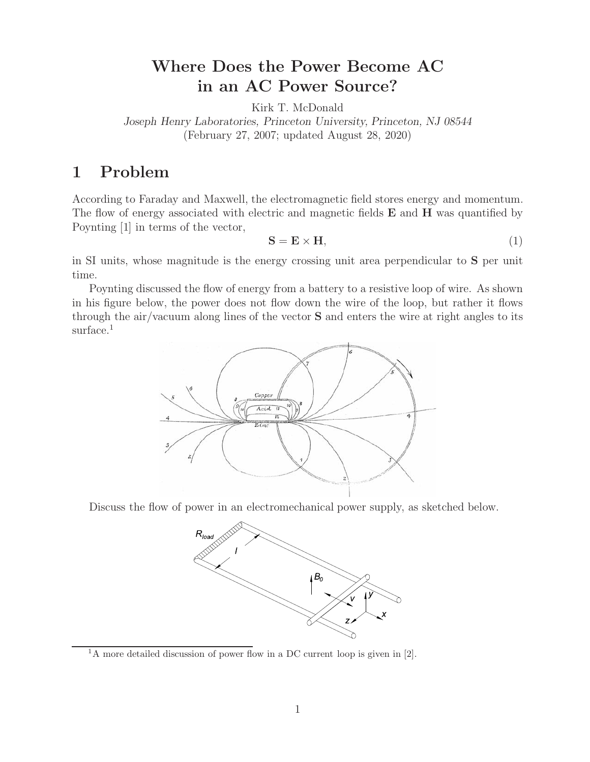# Where Does the Power Become AC in an AC Power Source?

Kirk T. McDonald

*Joseph Henry Laboratories, Princeton University, Princeton, NJ 08544*

(February 27, 2007; updated August 28, 2020)

## 1 Problem

According to Faraday and Maxwell, the electromagnetic field stores energy and momentum. The flow of energy associated with electric and magnetic fields **E** and **H** was quantified by Poynting [1] in terms of the vector,

$$\mathbf{S} = \mathbf{E} \times \mathbf{H}, \tag{1}$$

in SI units, whose magnitude is the energy crossing unit area perpendicular to **S** per unit time.

Poynting discussed the flow of energy from a battery to a resistive loop of wire. As shown in his figure below, the power does not flow down the wire of the loop, but rather it flows through the air/vacuum along lines of the vector **S** and enters the wire at right angles to its surface.[1]

Discuss the flow of power in an electromechanical power supply, as sketched below.

[1] A more detailed discussion of power flow in a DC current loop is given in [2].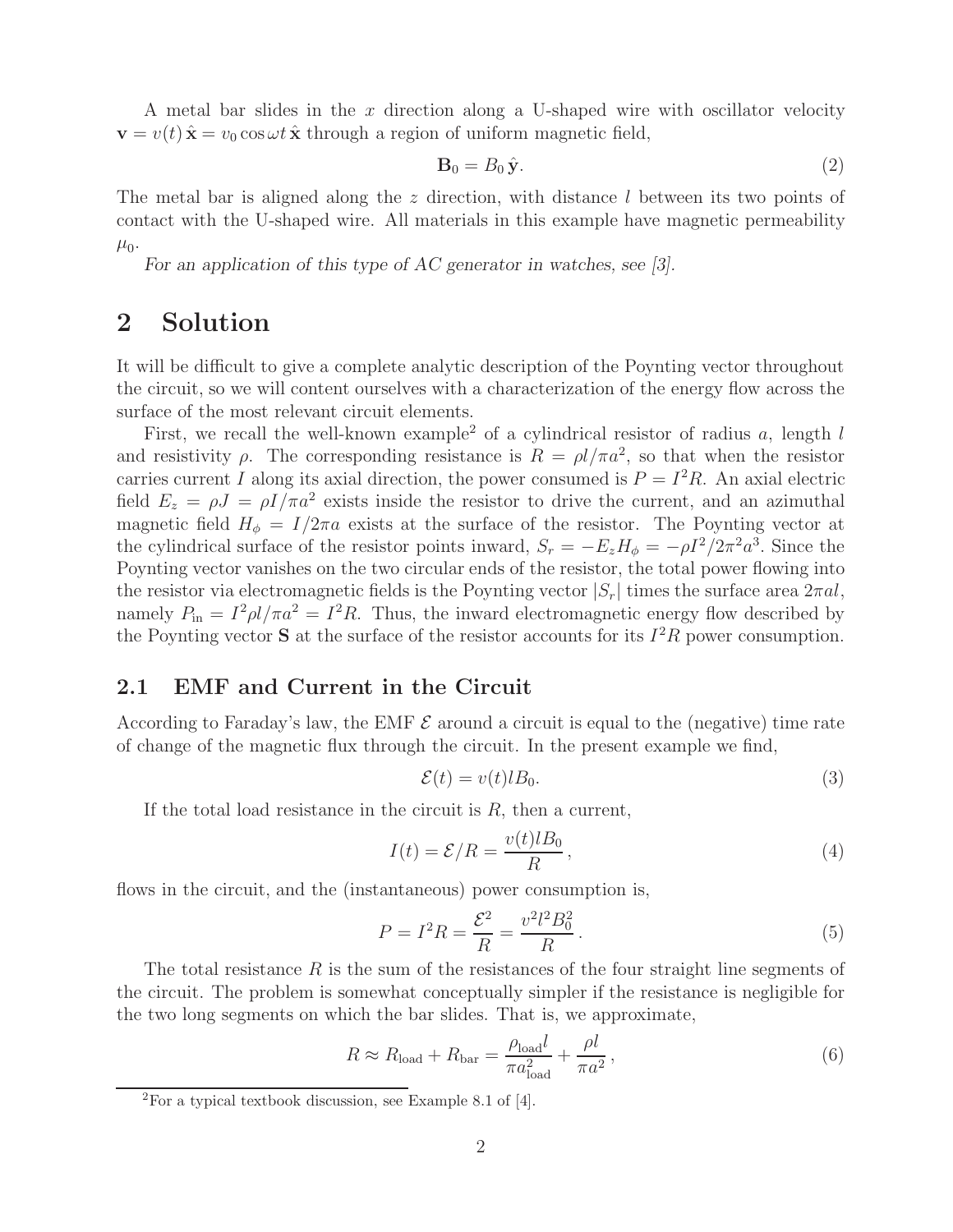A metal bar slides in the $x$ direction along a U-shaped wire with oscillator velocity $\mathbf{v} = v(t)\,\hat{\mathbf{x}} = v_0 \cos\omega t\,\hat{\mathbf{x}}$ through a region of uniform magnetic field,

$$\mathbf{B}_0 = B_0\,\hat{\mathbf{y}}. \tag{2}$$

The metal bar is aligned along the $z$ direction, with distance $l$ between its two points of contact with the U-shaped wire. All materials in this example have magnetic permeability $\mu_0$.

*For an application of this type of AC generator in watches, see [3].*

# 2 Solution

It will be difficult to give a complete analytic description of the Poynting vector throughout the circuit, so we will content ourselves with a characterization of the energy flow across the surface of the most relevant circuit elements.

First, we recall the well-known example[2] of a cylindrical resistor of radius $a$, length $l$ and resistivity $\rho$. The corresponding resistance is $R = \rho l/\pi a^2$, so that when the resistor carries current $I$ along its axial direction, the power consumed is $P = I^2 R$. An axial electric field $E_z = \rho J = \rho I/\pi a^2$ exists inside the resistor to drive the current, and an azimuthal magnetic field $H_\phi = I/2\pi a$ exists at the surface of the resistor. The Poynting vector at the cylindrical surface of the resistor points inward, $S_r = -E_z H_\phi = -\rho I^2/2\pi^2 a^3$. Since the Poynting vector vanishes on the two circular ends of the resistor, the total power flowing into the resistor via electromagnetic fields is the Poynting vector $|S_r|$ times the surface area $2\pi a l$, namely $P_{\rm in} = I^2 \rho l/\pi a^2 = I^2 R$. Thus, the inward electromagnetic energy flow described by the Poynting vector $\mathbf{S}$ at the surface of the resistor accounts for its $I^2 R$ power consumption.

## 2.1 EMF and Current in the Circuit

According to Faraday's law, the EMF $\mathcal{E}$ around a circuit is equal to the (negative) time rate of change of the magnetic flux through the circuit. In the present example we find,

$$\mathcal{E}(t) = v(t) l B_0. \tag{3}$$

If the total load resistance in the circuit is $R$, then a current,

$$I(t) = \mathcal{E}/R = \frac{v(t) l B_0}{R}, \tag{4}$$

flows in the circuit, and the (instantaneous) power consumption is,

$$P = I^2 R = \frac{\mathcal{E}^2}{R} = \frac{v^2 l^2 B_0^2}{R}. \tag{5}$$

The total resistance $R$ is the sum of the resistances of the four straight line segments of the circuit. The problem is somewhat conceptually simpler if the resistance is negligible for the two long segments on which the bar slides. That is, we approximate,

$$R \approx R_{\rm load} + R_{\rm bar} = \frac{\rho_{\rm load} l}{\pi a_{\rm load}^2} + \frac{\rho l}{\pi a^2}, \tag{6}$$

[2] For a typical textbook discussion, see Example 8.1 of [4].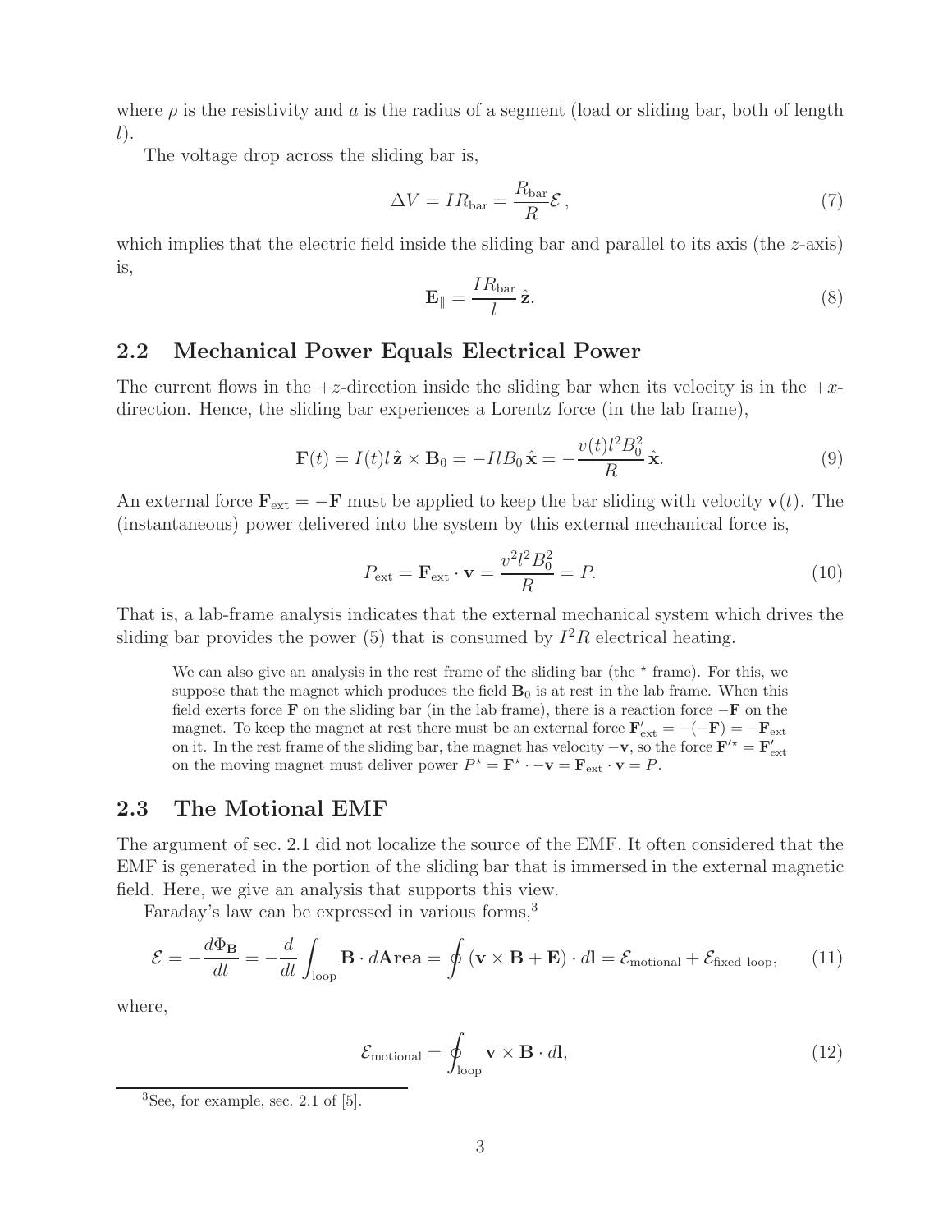where $\rho$ is the resistivity and $a$ is the radius of a segment (load or sliding bar, both of length $l$).

The voltage drop across the sliding bar is,

$$\Delta V = IR_{\rm bar} = \frac{R_{\rm bar}}{R}\mathcal{E}\,, \tag{7}$$

which implies that the electric field inside the sliding bar and parallel to its axis (the $z$-axis) is,

$$\mathbf{E}_\parallel = \frac{IR_{\rm bar}}{l}\,\hat{\mathbf{z}}. \tag{8}$$

## 2.2 Mechanical Power Equals Electrical Power

The current flows in the $+z$-direction inside the sliding bar when its velocity is in the $+x$-direction. Hence, the sliding bar experiences a Lorentz force (in the lab frame),

$$\mathbf{F}(t) = I(t)l\,\hat{\mathbf{z}} \times \mathbf{B}_0 = -IlB_0\,\hat{\mathbf{x}} = -\frac{v(t)l^2B_0^2}{R}\,\hat{\mathbf{x}}. \tag{9}$$

An external force $\mathbf{F}_{\rm ext} = -\mathbf{F}$ must be applied to keep the bar sliding with velocity $\mathbf{v}(t)$. The (instantaneous) power delivered into the system by this external mechanical force is,

$$P_{\rm ext} = \mathbf{F}_{\rm ext} \cdot \mathbf{v} = \frac{v^2l^2B_0^2}{R} = P. \tag{10}$$

That is, a lab-frame analysis indicates that the external mechanical system which drives the sliding bar provides the power (5) that is consumed by $I^2R$ electrical heating.

We can also give an analysis in the rest frame of the sliding bar (the $\star$ frame). For this, we suppose that the magnet which produces the field $\mathbf{B}_0$ is at rest in the lab frame. When this field exerts force $\mathbf{F}$ on the sliding bar (in the lab frame), there is a reaction force $-\mathbf{F}$ on the magnet. To keep the magnet at rest there must be an external force $\mathbf{F}'_{\rm ext} = -(-\mathbf{F}) = -\mathbf{F}_{\rm ext}$ on it. In the rest frame of the sliding bar, the magnet has velocity $-\mathbf{v}$, so the force $\mathbf{F}'^{\star} = \mathbf{F}'_{\rm ext}$ on the moving magnet must deliver power $P^\star = \mathbf{F}^\star \cdot -\mathbf{v} = \mathbf{F}_{\rm ext} \cdot \mathbf{v} = P$.

## 2.3 The Motional EMF

The argument of sec. 2.1 did not localize the source of the EMF. It often considered that the EMF is generated in the portion of the sliding bar that is immersed in the external magnetic field. Here, we give an analysis that supports this view.

Faraday's law can be expressed in various forms,[3]

$$\mathcal{E} = -\frac{d\Phi_{\mathbf{B}}}{dt} = -\frac{d}{dt}\int_{\rm loop} \mathbf{B} \cdot d\mathbf{Area} = \oint (\mathbf{v} \times \mathbf{B} + \mathbf{E}) \cdot d\mathbf{l} = \mathcal{E}_{\rm motional} + \mathcal{E}_{\rm fixed\ loop}, \tag{11}$$

where,

$$\mathcal{E}_{\rm motional} = \oint_{\rm loop} \mathbf{v} \times \mathbf{B} \cdot d\mathbf{l}, \tag{12}$$

[3] See, for example, sec. 2.1 of [5].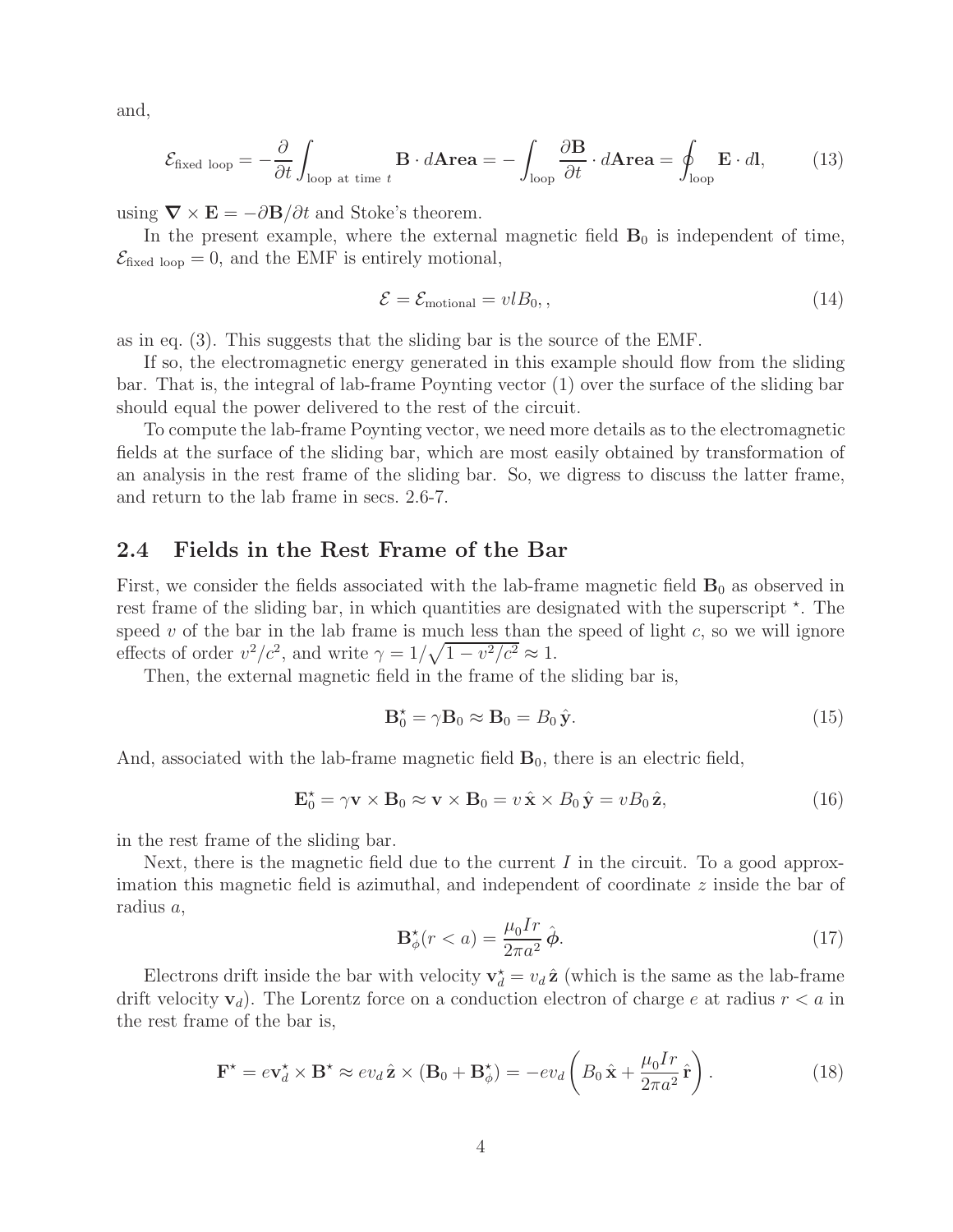and,

$$\mathcal{E}_{\text{fixed loop}} = -\frac{\partial}{\partial t}\int_{\text{loop at time } t} \mathbf{B}\cdot d\mathbf{Area} = -\int_{\text{loop}} \frac{\partial \mathbf{B}}{\partial t}\cdot d\mathbf{Area} = \oint_{\text{loop}} \mathbf{E}\cdot d\mathbf{l}, \tag{13}$$

using $\boldsymbol{\nabla}\times\mathbf{E} = -\partial\mathbf{B}/\partial t$ and Stoke's theorem.

In the present example, where the external magnetic field $\mathbf{B}_0$ is independent of time, $\mathcal{E}_{\text{fixed loop}} = 0$, and the EMF is entirely motional,

$$\mathcal{E} = \mathcal{E}_{\text{motional}} = vlB_0, , \tag{14}$$

as in eq. (3). This suggests that the sliding bar is the source of the EMF.

If so, the electromagnetic energy generated in this example should flow from the sliding bar. That is, the integral of lab-frame Poynting vector (1) over the surface of the sliding bar should equal the power delivered to the rest of the circuit.

To compute the lab-frame Poynting vector, we need more details as to the electromagnetic fields at the surface of the sliding bar, which are most easily obtained by transformation of an analysis in the rest frame of the sliding bar. So, we digress to discuss the latter frame, and return to the lab frame in secs. 2.6-7.

## 2.4 Fields in the Rest Frame of the Bar

First, we consider the fields associated with the lab-frame magnetic field $\mathbf{B}_0$ as observed in rest frame of the sliding bar, in which quantities are designated with the superscript $^\star$. The speed $v$ of the bar in the lab frame is much less than the speed of light $c$, so we will ignore effects of order $v^2/c^2$, and write $\gamma = 1/\sqrt{1-v^2/c^2} \approx 1$.

Then, the external magnetic field in the frame of the sliding bar is,

$$\mathbf{B}_0^\star = \gamma\mathbf{B}_0 \approx \mathbf{B}_0 = B_0\,\hat{\mathbf{y}}. \tag{15}$$

And, associated with the lab-frame magnetic field $\mathbf{B}_0$, there is an electric field,

$$\mathbf{E}_0^\star = \gamma\mathbf{v}\times\mathbf{B}_0 \approx \mathbf{v}\times\mathbf{B}_0 = v\,\hat{\mathbf{x}}\times B_0\,\hat{\mathbf{y}} = vB_0\,\hat{\mathbf{z}}, \tag{16}$$

in the rest frame of the sliding bar.

Next, there is the magnetic field due to the current $I$ in the circuit. To a good approximation this magnetic field is azimuthal, and independent of coordinate $z$ inside the bar of radius $a$,

$$\mathbf{B}_\phi^\star(r<a) = \frac{\mu_0 I r}{2\pi a^2}\,\hat{\boldsymbol{\phi}}. \tag{17}$$

Electrons drift inside the bar with velocity $\mathbf{v}_d^\star = v_d\,\hat{\mathbf{z}}$ (which is the same as the lab-frame drift velocity $\mathbf{v}_d$). The Lorentz force on a conduction electron of charge $e$ at radius $r<a$ in the rest frame of the bar is,

$$\mathbf{F}^\star = e\mathbf{v}_d^\star\times\mathbf{B}^\star \approx ev_d\,\hat{\mathbf{z}}\times(\mathbf{B}_0 + \mathbf{B}_\phi^\star) = -ev_d\left(B_0\,\hat{\mathbf{x}} + \frac{\mu_0 I r}{2\pi a^2}\,\hat{\mathbf{r}}\right). \tag{18}$$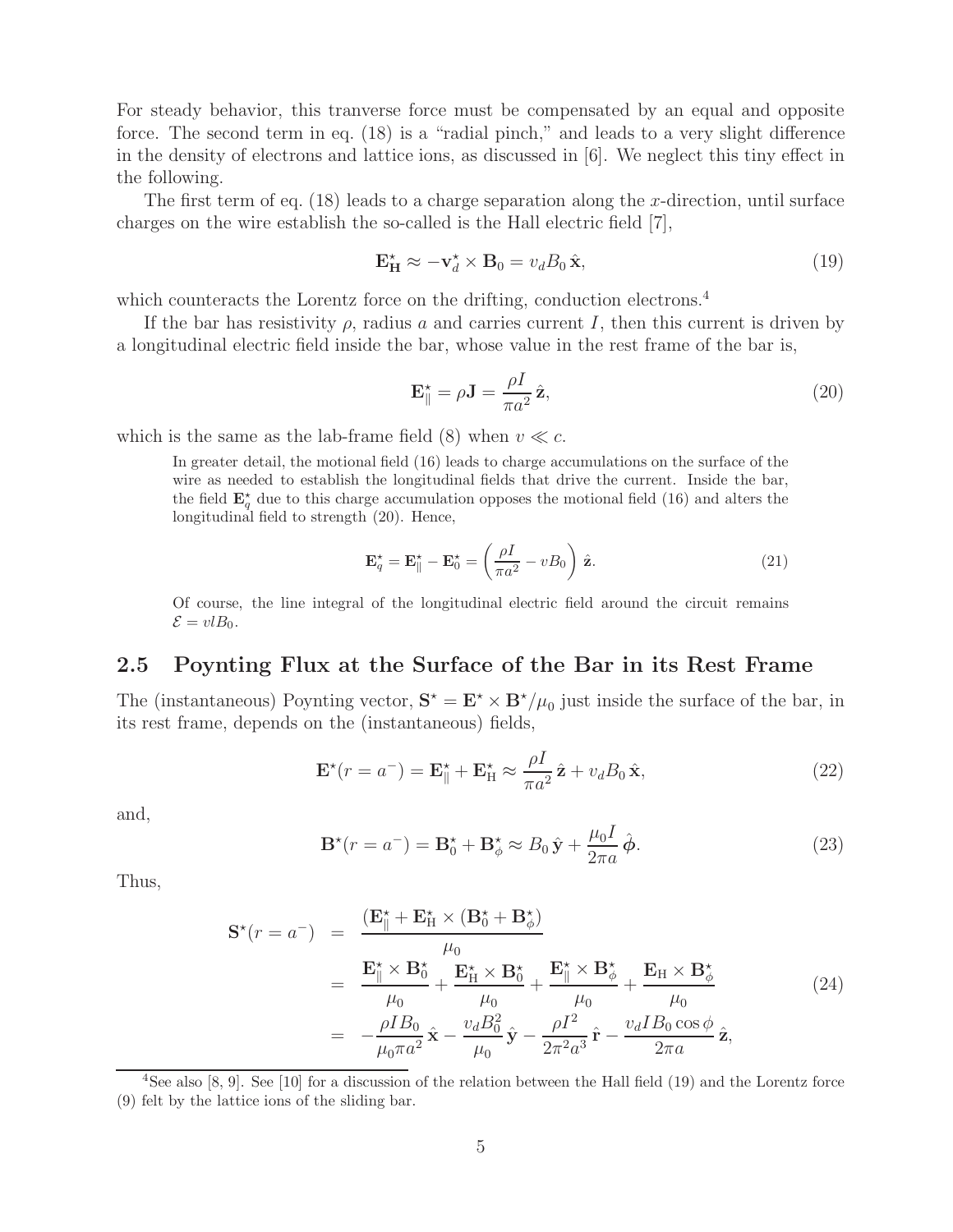For steady behavior, this tranverse force must be compensated by an equal and opposite force. The second term in eq. (18) is a "radial pinch," and leads to a very slight difference in the density of electrons and lattice ions, as discussed in [6]. We neglect this tiny effect in the following.

The first term of eq. (18) leads to a charge separation along the $x$-direction, until surface charges on the wire establish the so-called is the Hall electric field [7],

$$\mathbf{E}^{\star}_{\mathbf{H}} \approx -\mathbf{v}^{\star}_d \times \mathbf{B}_0 = v_d B_0 \,\hat{\mathbf{x}}, \tag{19}$$

which counteracts the Lorentz force on the drifting, conduction electrons.[4]

If the bar has resistivity $\rho$, radius $a$ and carries current $I$, then this current is driven by a longitudinal electric field inside the bar, whose value in the rest frame of the bar is,

$$\mathbf{E}^{\star}_{\parallel} = \rho \mathbf{J} = \frac{\rho I}{\pi a^2}\,\hat{\mathbf{z}}, \tag{20}$$

which is the same as the lab-frame field (8) when $v \ll c$.

> In greater detail, the motional field (16) leads to charge accumulations on the surface of the wire as needed to establish the longitudinal fields that drive the current. Inside the bar, the field $\mathbf{E}^{\star}_q$ due to this charge accumulation opposes the motional field (16) and alters the longitudinal field to strength (20). Hence,
>
> $$\mathbf{E}^{\star}_q = \mathbf{E}^{\star}_{\parallel} - \mathbf{E}^{\star}_0 = \left(\frac{\rho I}{\pi a^2} - v B_0\right)\,\hat{\mathbf{z}}. \tag{21}$$
>
> Of course, the line integral of the longitudinal electric field around the circuit remains $\mathcal{E} = v l B_0$.

## 2.5 Poynting Flux at the Surface of the Bar in its Rest Frame

The (instantaneous) Poynting vector, $\mathbf{S}^{\star} = \mathbf{E}^{\star} \times \mathbf{B}^{\star}/\mu_0$ just inside the surface of the bar, in its rest frame, depends on the (instantaneous) fields,

$$\mathbf{E}^{\star}(r = a^-) = \mathbf{E}^{\star}_{\parallel} + \mathbf{E}^{\star}_{\mathrm{H}} \approx \frac{\rho I}{\pi a^2}\,\hat{\mathbf{z}} + v_d B_0\,\hat{\mathbf{x}}, \tag{22}$$

and,

$$\mathbf{B}^{\star}(r = a^-) = \mathbf{B}^{\star}_0 + \mathbf{B}^{\star}_{\phi} \approx B_0\,\hat{\mathbf{y}} + \frac{\mu_0 I}{2\pi a}\,\hat{\boldsymbol{\phi}}. \tag{23}$$

Thus,

$$\begin{aligned}
\mathbf{S}^{\star}(r = a^-) &= \frac{(\mathbf{E}^{\star}_{\parallel} + \mathbf{E}^{\star}_{\mathrm{H}} \times (\mathbf{B}^{\star}_0 + \mathbf{B}^{\star}_{\phi})}{\mu_0} \\
&= \frac{\mathbf{E}^{\star}_{\parallel} \times \mathbf{B}^{\star}_0}{\mu_0} + \frac{\mathbf{E}^{\star}_{\mathrm{H}} \times \mathbf{B}^{\star}_0}{\mu_0} + \frac{\mathbf{E}^{\star}_{\parallel} \times \mathbf{B}^{\star}_{\phi}}{\mu_0} + \frac{\mathbf{E}_{\mathrm{H}} \times \mathbf{B}^{\star}_{\phi}}{\mu_0} \\
&= -\frac{\rho I B_0}{\mu_0 \pi a^2}\,\hat{\mathbf{x}} - \frac{v_d B_0^2}{\mu_0}\,\hat{\mathbf{y}} - \frac{\rho I^2}{2\pi^2 a^3}\,\hat{\mathbf{r}} - \frac{v_d I B_0 \cos\phi}{2\pi a}\,\hat{\mathbf{z}},
\end{aligned} \tag{24}$$

[4] See also [8, 9]. See [10] for a discussion of the relation between the Hall field (19) and the Lorentz force (9) felt by the lattice ions of the sliding bar.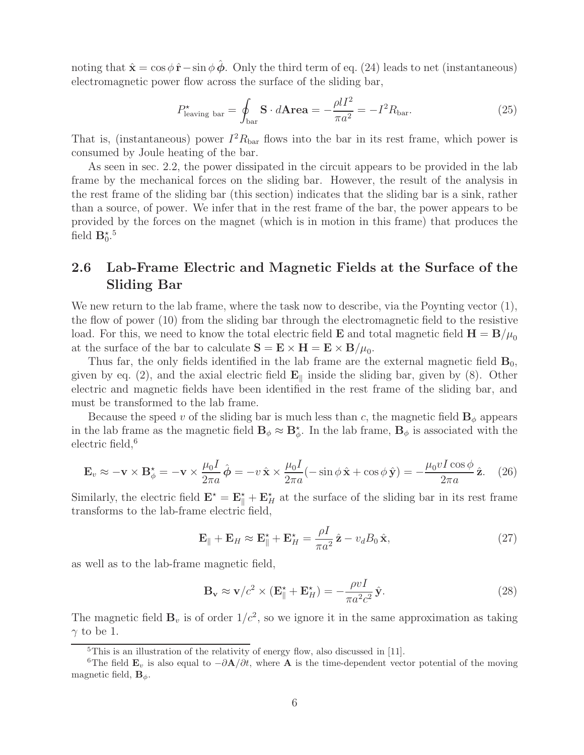noting that $\hat{\mathbf{x}} = \cos\phi\,\hat{\mathbf{r}} - \sin\phi\,\hat{\boldsymbol{\phi}}$. Only the third term of eq. (24) leads to net (instantaneous) electromagnetic power flow across the surface of the sliding bar,

$$P^{\star}_{\text{leaving bar}} = \oint_{\text{bar}} \mathbf{S} \cdot d\mathbf{Area} = -\frac{\rho l I^2}{\pi a^2} = -I^2 R_{\text{bar}}. \tag{25}$$

That is, (instantaneous) power $I^2 R_{\text{bar}}$ flows into the bar in its rest frame, which power is consumed by Joule heating of the bar.

As seen in sec. 2.2, the power dissipated in the circuit appears to be provided in the lab frame by the mechanical forces on the sliding bar. However, the result of the analysis in the rest frame of the sliding bar (this section) indicates that the sliding bar is a sink, rather than a source, of power. We infer that in the rest frame of the bar, the power appears to be provided by the forces on the magnet (which is in motion in this frame) that produces the field $\mathbf{B}^{\star}_0$.[5]

## 2.6 Lab-Frame Electric and Magnetic Fields at the Surface of the Sliding Bar

We new return to the lab frame, where the task now to describe, via the Poynting vector (1), the flow of power (10) from the sliding bar through the electromagnetic field to the resistive load. For this, we need to know the total electric field $\mathbf{E}$ and total magnetic field $\mathbf{H} = \mathbf{B}/\mu_0$ at the surface of the bar to calculate $\mathbf{S} = \mathbf{E} \times \mathbf{H} = \mathbf{E} \times \mathbf{B}/\mu_0$.

Thus far, the only fields identified in the lab frame are the external magnetic field $\mathbf{B}_0$, given by eq. (2), and the axial electric field $\mathbf{E}_{\parallel}$ inside the sliding bar, given by (8). Other electric and magnetic fields have been identified in the rest frame of the sliding bar, and must be transformed to the lab frame.

Because the speed $v$ of the sliding bar is much less than $c$, the magnetic field $\mathbf{B}_\phi$ appears in the lab frame as the magnetic field $\mathbf{B}_\phi \approx \mathbf{B}^{\star}_\phi$. In the lab frame, $\mathbf{B}_\phi$ is associated with the electric field,[6]

$$\mathbf{E}_v \approx -\mathbf{v} \times \mathbf{B}^{\star}_\phi = -\mathbf{v} \times \frac{\mu_0 I}{2\pi a}\,\hat{\boldsymbol{\phi}} = -v\,\hat{\mathbf{x}} \times \frac{\mu_0 I}{2\pi a}(-\sin\phi\,\hat{\mathbf{x}} + \cos\phi\,\hat{\mathbf{y}}) = -\frac{\mu_0 v I \cos\phi}{2\pi a}\,\hat{\mathbf{z}}. \tag{26}$$

Similarly, the electric field $\mathbf{E}^{\star} = \mathbf{E}^{\star}_{\parallel} + \mathbf{E}^{\star}_H$ at the surface of the sliding bar in its rest frame transforms to the lab-frame electric field,

$$\mathbf{E}_{\parallel} + \mathbf{E}_H \approx \mathbf{E}^{\star}_{\parallel} + \mathbf{E}^{\star}_H = \frac{\rho I}{\pi a^2}\,\hat{\mathbf{z}} - v_d B_0\,\hat{\mathbf{x}}, \tag{27}$$

as well as to the lab-frame magnetic field,

$$\mathbf{B}_{\mathbf{v}} \approx \mathbf{v}/c^2 \times (\mathbf{E}^{\star}_{\parallel} + \mathbf{E}^{\star}_H) = -\frac{\rho v I}{\pi a^2 c^2}\,\hat{\mathbf{y}}. \tag{28}$$

The magnetic field $\mathbf{B}_v$ is of order $1/c^2$, so we ignore it in the same approximation as taking $\gamma$ to be 1.

---

[5] This is an illustration of the relativity of energy flow, also discussed in [11].

[6] The field $\mathbf{E}_v$ is also equal to $-\partial \mathbf{A}/\partial t$, where $\mathbf{A}$ is the time-dependent vector potential of the moving magnetic field, $\mathbf{B}_\phi$.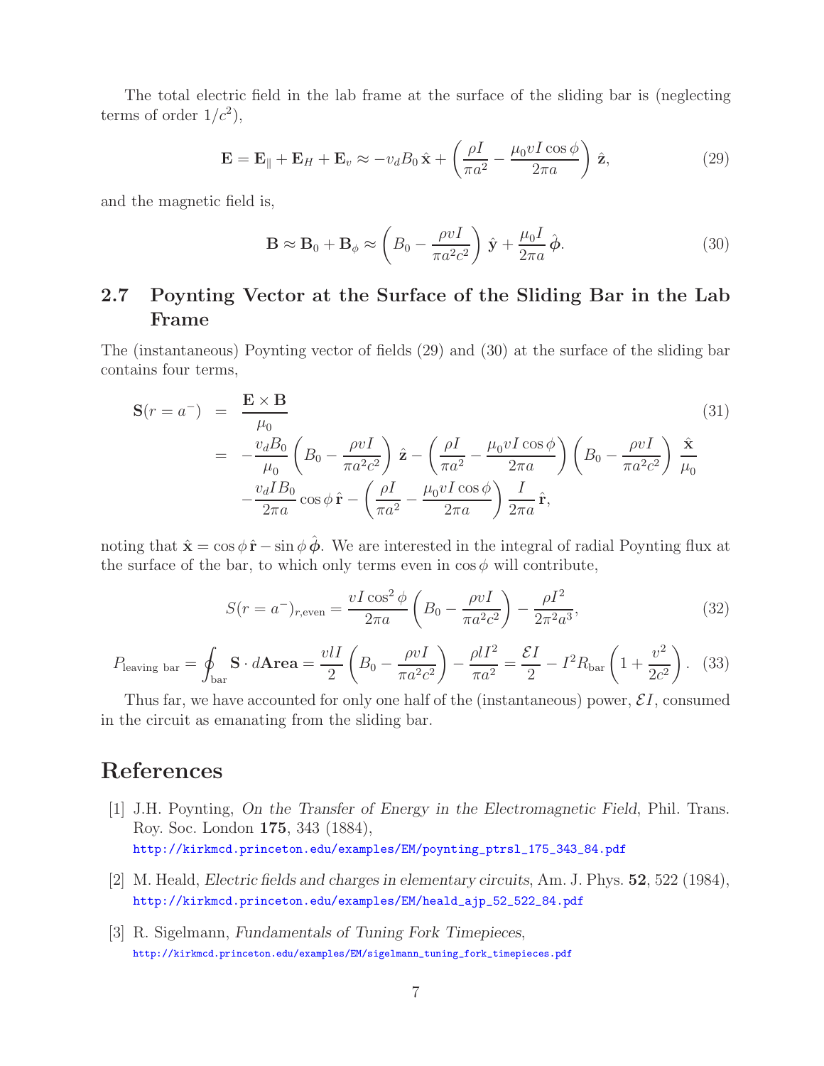The total electric field in the lab frame at the surface of the sliding bar is (neglecting terms of order $1/c^2$),

$$
\mathbf{E} = \mathbf{E}_{\parallel} + \mathbf{E}_H + \mathbf{E}_v \approx -v_d B_0\,\hat{\mathbf{x}} + \left(\frac{\rho I}{\pi a^2} - \frac{\mu_0 v I\cos\phi}{2\pi a}\right)\hat{\mathbf{z}}, \tag{29}
$$

and the magnetic field is,

$$
\mathbf{B} \approx \mathbf{B}_0 + \mathbf{B}_\phi \approx \left(B_0 - \frac{\rho v I}{\pi a^2 c^2}\right)\hat{\mathbf{y}} + \frac{\mu_0 I}{2\pi a}\,\hat{\boldsymbol{\phi}}. \tag{30}
$$

## 2.7 Poynting Vector at the Surface of the Sliding Bar in the Lab Frame

The (instantaneous) Poynting vector of fields (29) and (30) at the surface of the sliding bar contains four terms,

$$
\begin{aligned}
\mathbf{S}(r=a^-) &= \frac{\mathbf{E}\times\mathbf{B}}{\mu_0} \qquad (31)\\
&= -\frac{v_d B_0}{\mu_0}\left(B_0 - \frac{\rho v I}{\pi a^2 c^2}\right)\hat{\mathbf{z}} - \left(\frac{\rho I}{\pi a^2} - \frac{\mu_0 v I\cos\phi}{2\pi a}\right)\left(B_0 - \frac{\rho v I}{\pi a^2 c^2}\right)\frac{\hat{\mathbf{x}}}{\mu_0}\\
&\quad -\frac{v_d I B_0}{2\pi a}\cos\phi\,\hat{\mathbf{r}} - \left(\frac{\rho I}{\pi a^2} - \frac{\mu_0 v I\cos\phi}{2\pi a}\right)\frac{I}{2\pi a}\,\hat{\mathbf{r}},
\end{aligned}
$$

noting that $\hat{\mathbf{x}} = \cos\phi\,\hat{\mathbf{r}} - \sin\phi\,\hat{\boldsymbol{\phi}}$. We are interested in the integral of radial Poynting flux at the surface of the bar, to which only terms even in $\cos\phi$ will contribute,

$$
S(r=a^-)_{r,\mathrm{even}} = \frac{vI\cos^2\phi}{2\pi a}\left(B_0 - \frac{\rho v I}{\pi a^2 c^2}\right) - \frac{\rho I^2}{2\pi^2 a^3}, \tag{32}
$$

$$
P_{\text{leaving bar}} = \oint_{\text{bar}} \mathbf{S}\cdot d\mathbf{Area} = \frac{vlI}{2}\left(B_0 - \frac{\rho v I}{\pi a^2 c^2}\right) - \frac{\rho l I^2}{\pi a^2} = \frac{\mathcal{E}I}{2} - I^2 R_{\text{bar}}\left(1 + \frac{v^2}{2c^2}\right). \tag{33}
$$

Thus far, we have accounted for only one half of the (instantaneous) power, $\mathcal{E}I$, consumed in the circuit as emanating from the sliding bar.

# References

[1] J.H. Poynting, *On the Transfer of Energy in the Electromagnetic Field*, Phil. Trans. Roy. Soc. London **175**, 343 (1884),
http://kirkmcd.princeton.edu/examples/EM/poynting_ptrsl_175_343_84.pdf

[2] M. Heald, *Electric fields and charges in elementary circuits*, Am. J. Phys. **52**, 522 (1984),
http://kirkmcd.princeton.edu/examples/EM/heald_ajp_52_522_84.pdf

[3] R. Sigelmann, *Fundamentals of Tuning Fork Timepieces*,
http://kirkmcd.princeton.edu/examples/EM/sigelmann_tuning_fork_timepieces.pdf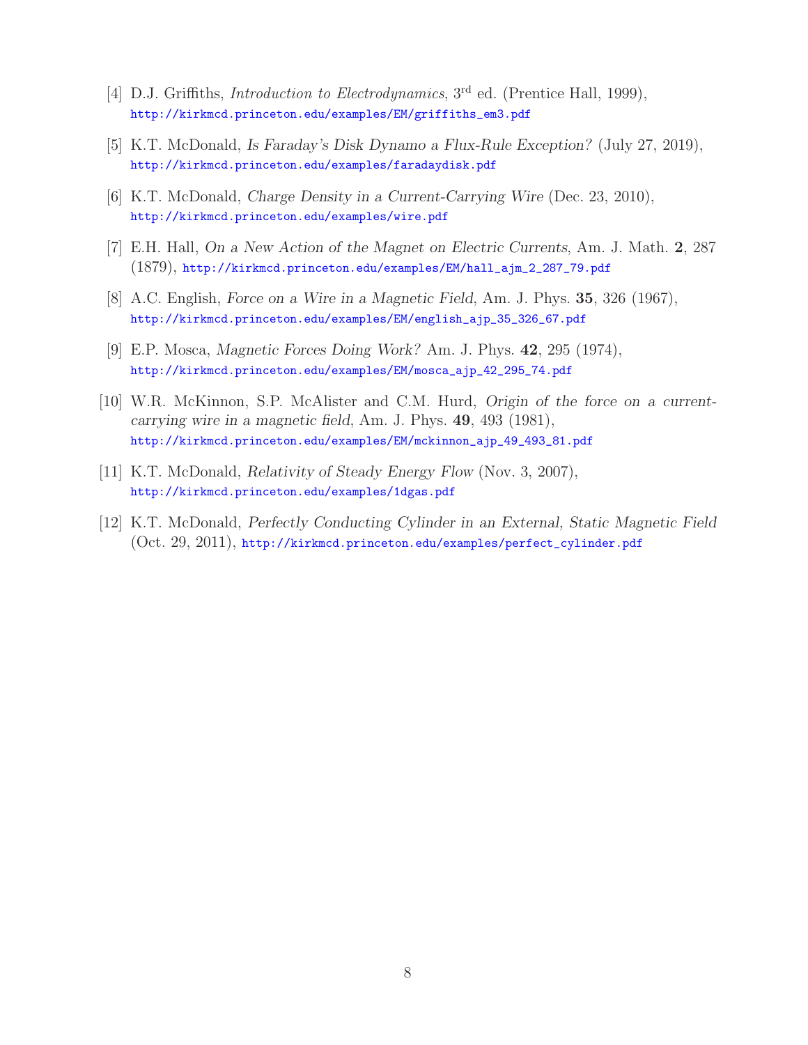[4] D.J. Griffiths, *Introduction to Electrodynamics*, 3rd ed. (Prentice Hall, 1999), http://kirkmcd.princeton.edu/examples/EM/griffiths_em3.pdf

[5] K.T. McDonald, *Is Faraday's Disk Dynamo a Flux-Rule Exception?* (July 27, 2019), http://kirkmcd.princeton.edu/examples/faradaydisk.pdf

[6] K.T. McDonald, *Charge Density in a Current-Carrying Wire* (Dec. 23, 2010), http://kirkmcd.princeton.edu/examples/wire.pdf

[7] E.H. Hall, *On a New Action of the Magnet on Electric Currents*, Am. J. Math. **2**, 287 (1879), http://kirkmcd.princeton.edu/examples/EM/hall_ajm_2_287_79.pdf

[8] A.C. English, *Force on a Wire in a Magnetic Field*, Am. J. Phys. **35**, 326 (1967), http://kirkmcd.princeton.edu/examples/EM/english_ajp_35_326_67.pdf

[9] E.P. Mosca, *Magnetic Forces Doing Work?* Am. J. Phys. **42**, 295 (1974), http://kirkmcd.princeton.edu/examples/EM/mosca_ajp_42_295_74.pdf

[10] W.R. McKinnon, S.P. McAlister and C.M. Hurd, *Origin of the force on a current-carrying wire in a magnetic field*, Am. J. Phys. **49**, 493 (1981), http://kirkmcd.princeton.edu/examples/EM/mckinnon_ajp_49_493_81.pdf

[11] K.T. McDonald, *Relativity of Steady Energy Flow* (Nov. 3, 2007), http://kirkmcd.princeton.edu/examples/1dgas.pdf

[12] K.T. McDonald, *Perfectly Conducting Cylinder in an External, Static Magnetic Field* (Oct. 29, 2011), http://kirkmcd.princeton.edu/examples/perfect_cylinder.pdf